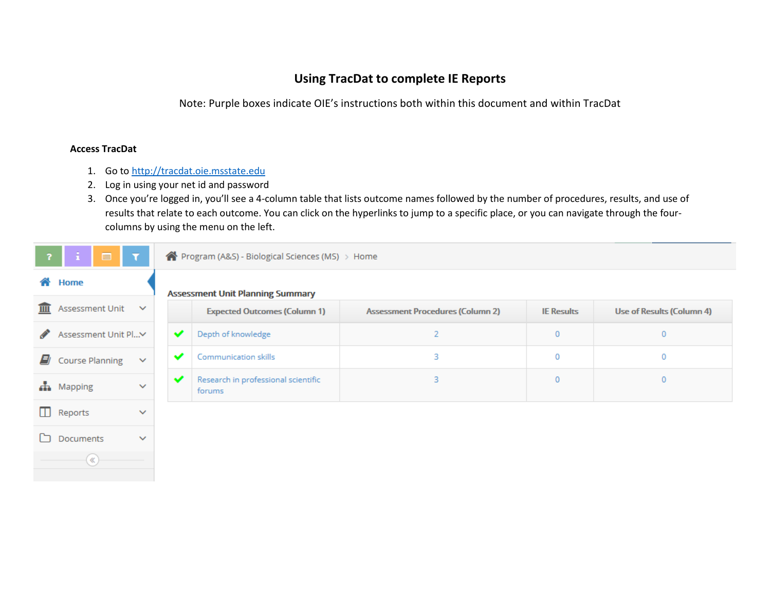# Using TracDat to complete IE Reports

Note: Purple boxes indicate OIE's instructions both within this document and within TracDat

**Access TracDat**

1. Go to http://tracdat.oie.msstate.edu
2. Log in using your net id and password
3. Once you're logged in, you'll see a 4-column table that lists outcome names followed by the number of procedures, results, and use of results that relate to each outcome. You can click on the hyperlinks to jump to a specific place, or you can navigate through the four-columns by using the menu on the left.

Program (A&S) - Biological Sciences (MS) > Home

- Home
- Assessment Unit
- Assessment Unit Pl...
- Course Planning
- Mapping
- Reports
- Documents

**Assessment Unit Planning Summary**

| | Expected Outcomes (Column 1) | Assessment Procedures (Column 2) | IE Results | Use of Results (Column 4) |
|---|---|---|---|---|
| ✔ | Depth of knowledge | 2 | 0 | 0 |
| ✔ | Communication skills | 3 | 0 | 0 |
| ✔ | Research in professional scientific forums | 3 | 0 | 0 |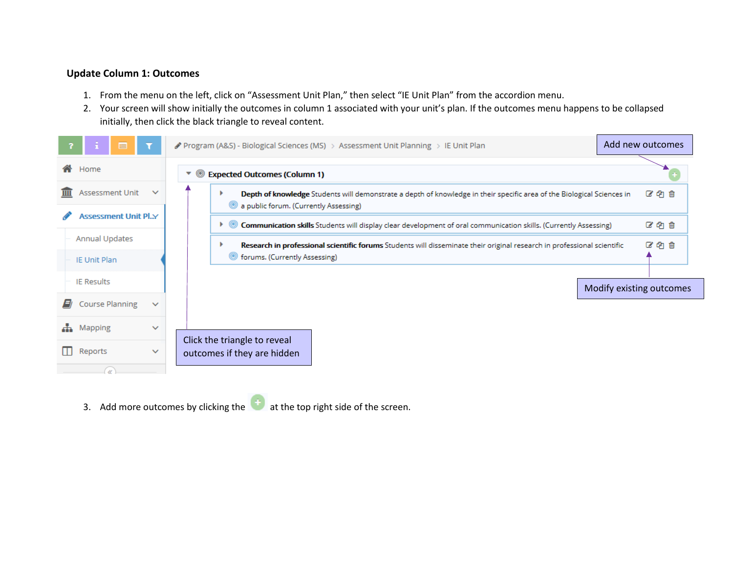**Update Column 1: Outcomes**

1. From the menu on the left, click on “Assessment Unit Plan,” then select “IE Unit Plan” from the accordion menu.
2. Your screen will show initially the outcomes in column 1 associated with your unit’s plan. If the outcomes menu happens to be collapsed initially, then click the black triangle to reveal content.

3. Add more outcomes by clicking the at the top right side of the screen.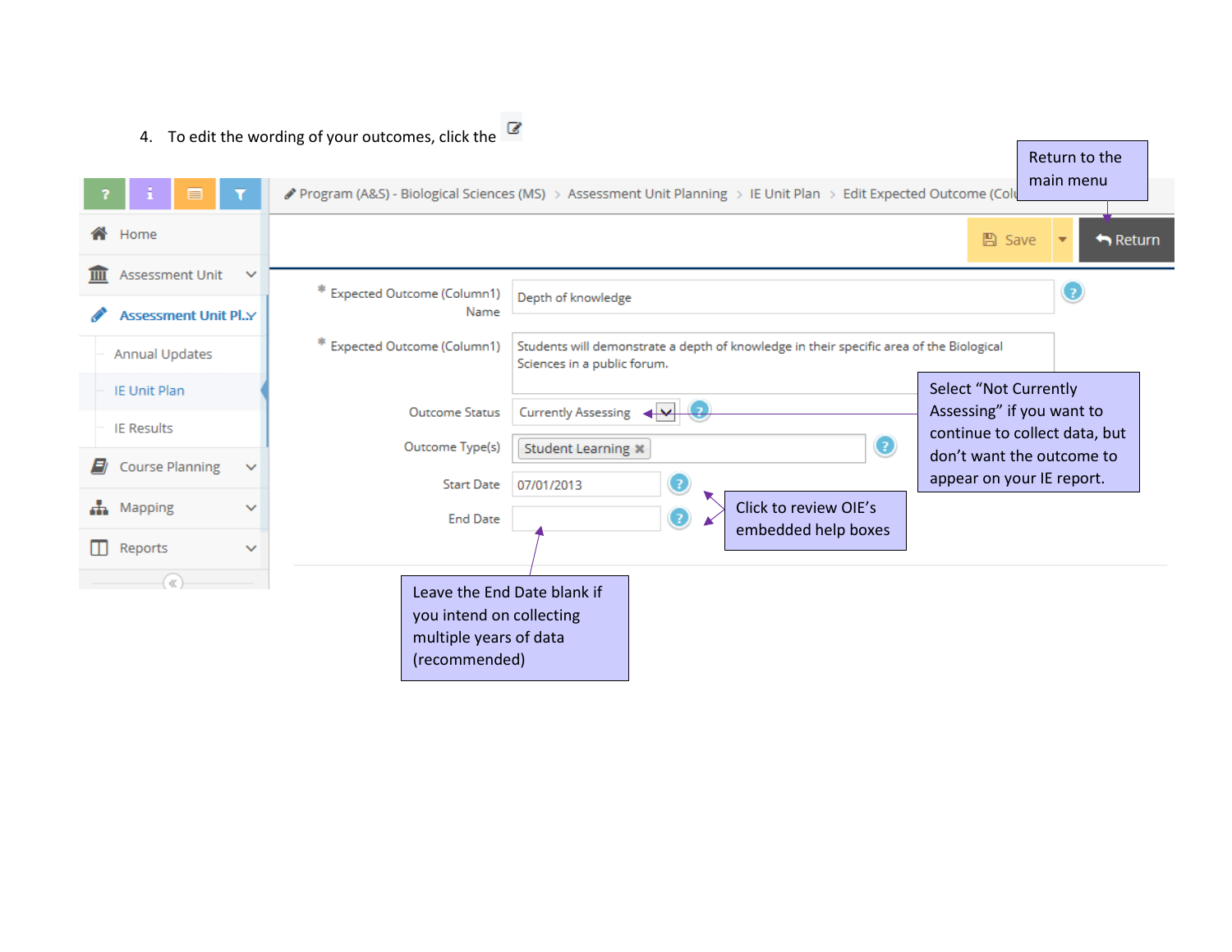4. To edit the wording of your outcomes, click the

Program (A&S) - Biological Sciences (MS) > Assessment Unit Planning > IE Unit Plan > Edit Expected Outcome (Colu

Return to the main menu

Save | Return

Home
Assessment Unit
Assessment Unit Pl...
Annual Updates
IE Unit Plan
IE Results
Course Planning
Mapping
Reports

* Expected Outcome (Column1) Name: Depth of knowledge

* Expected Outcome (Column1): Students will demonstrate a depth of knowledge in their specific area of the Biological Sciences in a public forum.

Outcome Status: Currently Assessing

Select "Not Currently Assessing" if you want to continue to collect data, but don't want the outcome to appear on your IE report.

Outcome Type(s): Student Learning

Start Date: 07/01/2013

End Date:

Click to review OIE's embedded help boxes

Leave the End Date blank if you intend on collecting multiple years of data (recommended)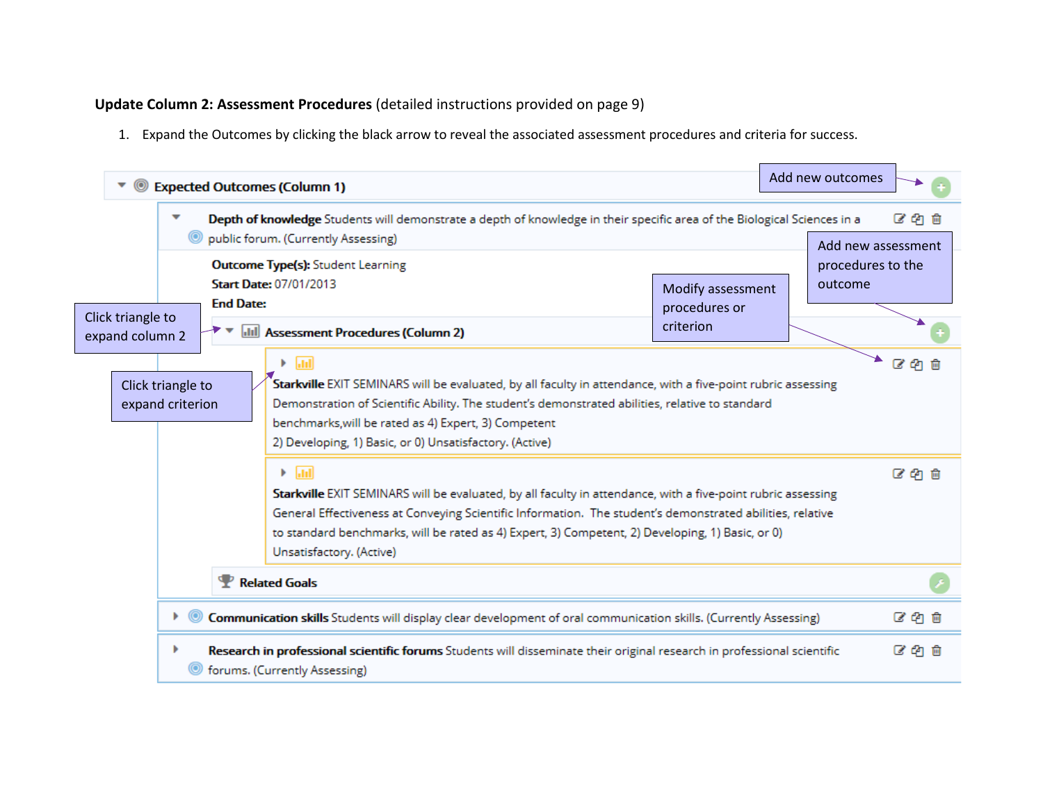**Update Column 2: Assessment Procedures** (detailed instructions provided on page 9)

1. Expand the Outcomes by clicking the black arrow to reveal the associated assessment procedures and criteria for success.

Expected Outcomes (Column 1)

Add new outcomes

**Depth of knowledge** Students will demonstrate a depth of knowledge in their specific area of the Biological Sciences in a public forum. (Currently Assessing)

Add new assessment procedures to the outcome

**Outcome Type(s):** Student Learning
**Start Date:** 07/01/2013
**End Date:**

Modify assessment procedures or criterion

Click triangle to expand column 2

Assessment Procedures (Column 2)

Click triangle to expand criterion

**Starkville** EXIT SEMINARS will be evaluated, by all faculty in attendance, with a five-point rubric assessing Demonstration of Scientific Ability. The student's demonstrated abilities, relative to standard benchmarks,will be rated as 4) Expert, 3) Competent 2) Developing, 1) Basic, or 0) Unsatisfactory. (Active)

**Starkville** EXIT SEMINARS will be evaluated, by all faculty in attendance, with a five-point rubric assessing General Effectiveness at Conveying Scientific Information. The student's demonstrated abilities, relative to standard benchmarks, will be rated as 4) Expert, 3) Competent, 2) Developing, 1) Basic, or 0) Unsatisfactory. (Active)

Related Goals

**Communication skills** Students will display clear development of oral communication skills. (Currently Assessing)

**Research in professional scientific forums** Students will disseminate their original research in professional scientific forums. (Currently Assessing)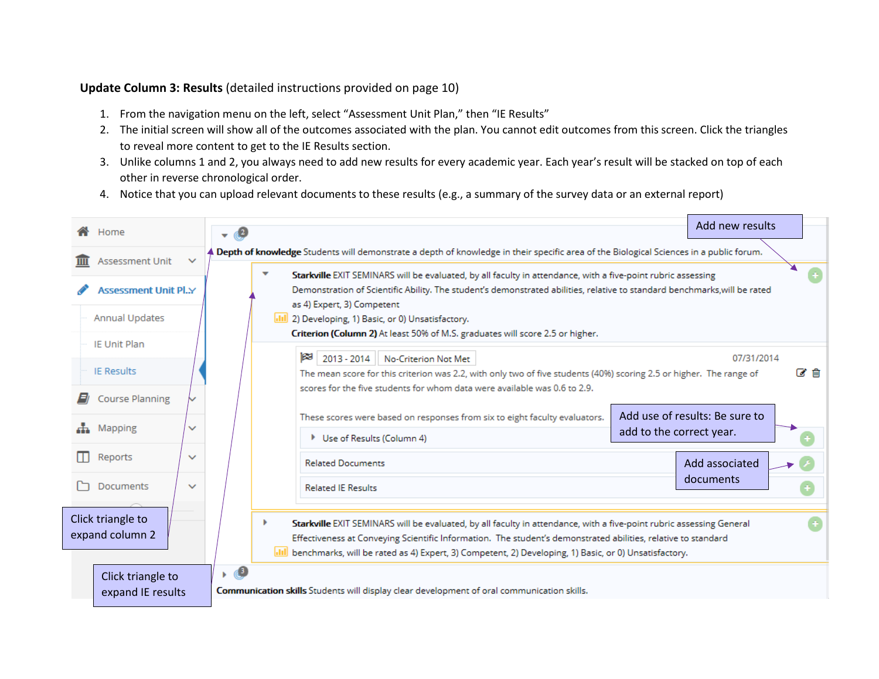**Update Column 3: Results** (detailed instructions provided on page 10)

1. From the navigation menu on the left, select "Assessment Unit Plan," then "IE Results"
2. The initial screen will show all of the outcomes associated with the plan. You cannot edit outcomes from this screen. Click the triangles to reveal more content to get to the IE Results section.
3. Unlike columns 1 and 2, you always need to add new results for every academic year. Each year's result will be stacked on top of each other in reverse chronological order.
4. Notice that you can upload relevant documents to these results (e.g., a summary of the survey data or an external report)

Home

Assessment Unit

Assessment Unit Pl...

Annual Updates

IE Unit Plan

IE Results

Course Planning

Mapping

Reports

Documents

Add new results

**Depth of knowledge** Students will demonstrate a depth of knowledge in their specific area of the Biological Sciences in a public forum.

**Starkville** EXIT SEMINARS will be evaluated, by all faculty in attendance, with a five-point rubric assessing Demonstration of Scientific Ability. The student's demonstrated abilities, relative to standard benchmarks,will be rated as 4) Expert, 3) Competent 2) Developing, 1) Basic, or 0) Unsatisfactory.

**Criterion (Column 2)** At least 50% of M.S. graduates will score 2.5 or higher.

2013 - 2014 No-Criterion Not Met 07/31/2014

The mean score for this criterion was 2.2, with only two of five students (40%) scoring 2.5 or higher. The range of scores for the five students for whom data were available was 0.6 to 2.9.

These scores were based on responses from six to eight faculty evaluators.

Add use of results: Be sure to add to the correct year.

Use of Results (Column 4)

Related Documents

Add associated documents

Related IE Results

**Starkville** EXIT SEMINARS will be evaluated, by all faculty in attendance, with a five-point rubric assessing General Effectiveness at Conveying Scientific Information. The student's demonstrated abilities, relative to standard benchmarks, will be rated as 4) Expert, 3) Competent, 2) Developing, 1) Basic, or 0) Unsatisfactory.

Click triangle to expand column 2

Click triangle to expand IE results

**Communication skills** Students will display clear development of oral communication skills.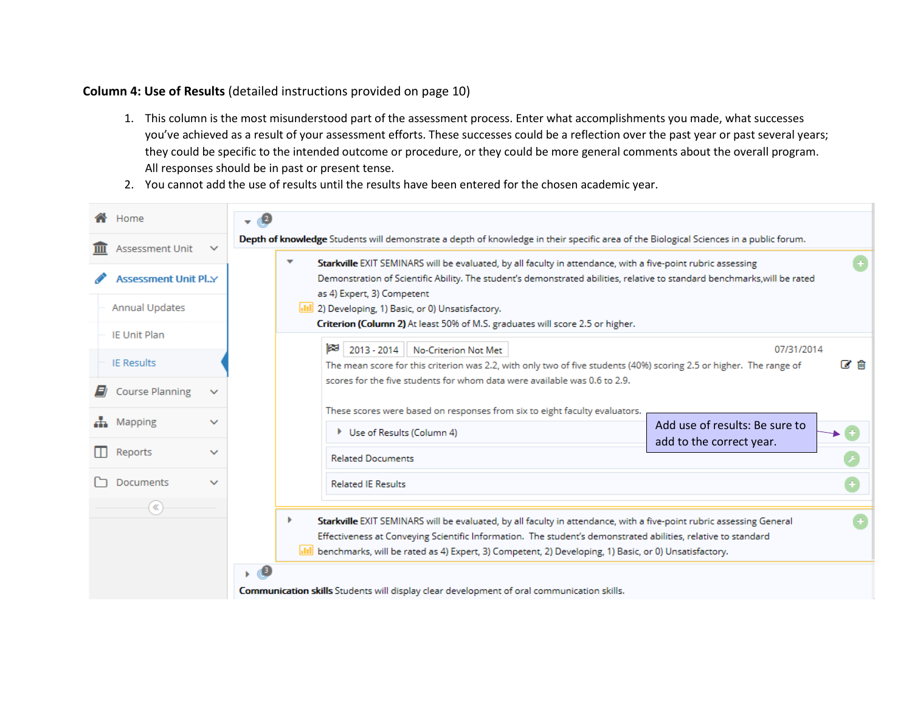**Column 4: Use of Results** (detailed instructions provided on page 10)

1. This column is the most misunderstood part of the assessment process. Enter what accomplishments you made, what successes you've achieved as a result of your assessment efforts. These successes could be a reflection over the past year or past several years; they could be specific to the intended outcome or procedure, or they could be more general comments about the overall program. All responses should be in past or present tense.
2. You cannot add the use of results until the results have been entered for the chosen academic year.

Home
Assessment Unit
Assessment Unit Pl...
Annual Updates
IE Unit Plan
IE Results
Course Planning
Mapping
Reports
Documents

**Depth of knowledge** Students will demonstrate a depth of knowledge in their specific area of the Biological Sciences in a public forum.

**Starkville** EXIT SEMINARS will be evaluated, by all faculty in attendance, with a five-point rubric assessing Demonstration of Scientific Ability. The student's demonstrated abilities, relative to standard benchmarks, will be rated as 4) Expert, 3) Competent 2) Developing, 1) Basic, or 0) Unsatisfactory.
**Criterion (Column 2)** At least 50% of M.S. graduates will score 2.5 or higher.

2013 - 2014 | No-Criterion Not Met | 07/31/2014

The mean score for this criterion was 2.2, with only two of five students (40%) scoring 2.5 or higher. The range of scores for the five students for whom data were available was 0.6 to 2.9.

These scores were based on responses from six to eight faculty evaluators.

Use of Results (Column 4)

Add use of results: Be sure to add to the correct year.

Related Documents

Related IE Results

**Starkville** EXIT SEMINARS will be evaluated, by all faculty in attendance, with a five-point rubric assessing General Effectiveness at Conveying Scientific Information. The student's demonstrated abilities, relative to standard benchmarks, will be rated as 4) Expert, 3) Competent, 2) Developing, 1) Basic, or 0) Unsatisfactory.

**Communication skills** Students will display clear development of oral communication skills.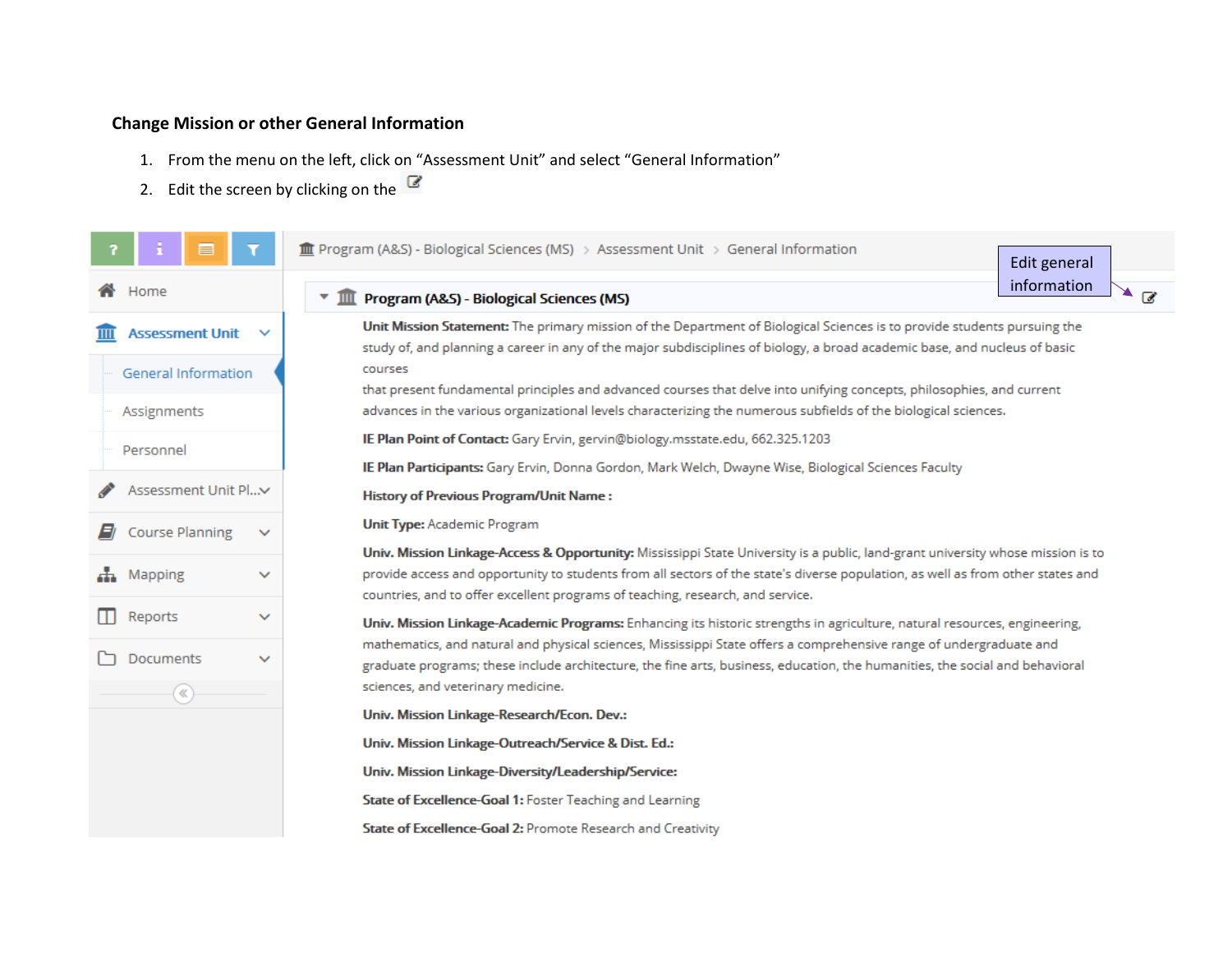### Change Mission or other General Information

1. From the menu on the left, click on “Assessment Unit” and select “General Information”
2. Edit the screen by clicking on the

Program (A&S) - Biological Sciences (MS) > Assessment Unit > General Information

Edit general information

Home

Assessment Unit

General Information

Assignments

Personnel

Assessment Unit Pl...

Course Planning

Mapping

Reports

Documents

**Program (A&S) - Biological Sciences (MS)**

**Unit Mission Statement:** The primary mission of the Department of Biological Sciences is to provide students pursuing the study of, and planning a career in any of the major subdisciplines of biology, a broad academic base, and nucleus of basic courses
that present fundamental principles and advanced courses that delve into unifying concepts, philosophies, and current advances in the various organizational levels characterizing the numerous subfields of the biological sciences.

**IE Plan Point of Contact:** Gary Ervin, gervin@biology.msstate.edu, 662.325.1203

**IE Plan Participants:** Gary Ervin, Donna Gordon, Mark Welch, Dwayne Wise, Biological Sciences Faculty

**History of Previous Program/Unit Name :**

**Unit Type:** Academic Program

**Univ. Mission Linkage-Access & Opportunity:** Mississippi State University is a public, land-grant university whose mission is to provide access and opportunity to students from all sectors of the state's diverse population, as well as from other states and countries, and to offer excellent programs of teaching, research, and service.

**Univ. Mission Linkage-Academic Programs:** Enhancing its historic strengths in agriculture, natural resources, engineering, mathematics, and natural and physical sciences, Mississippi State offers a comprehensive range of undergraduate and graduate programs; these include architecture, the fine arts, business, education, the humanities, the social and behavioral sciences, and veterinary medicine.

**Univ. Mission Linkage-Research/Econ. Dev.:**

**Univ. Mission Linkage-Outreach/Service & Dist. Ed.:**

**Univ. Mission Linkage-Diversity/Leadership/Service:**

**State of Excellence-Goal 1:** Foster Teaching and Learning

**State of Excellence-Goal 2:** Promote Research and Creativity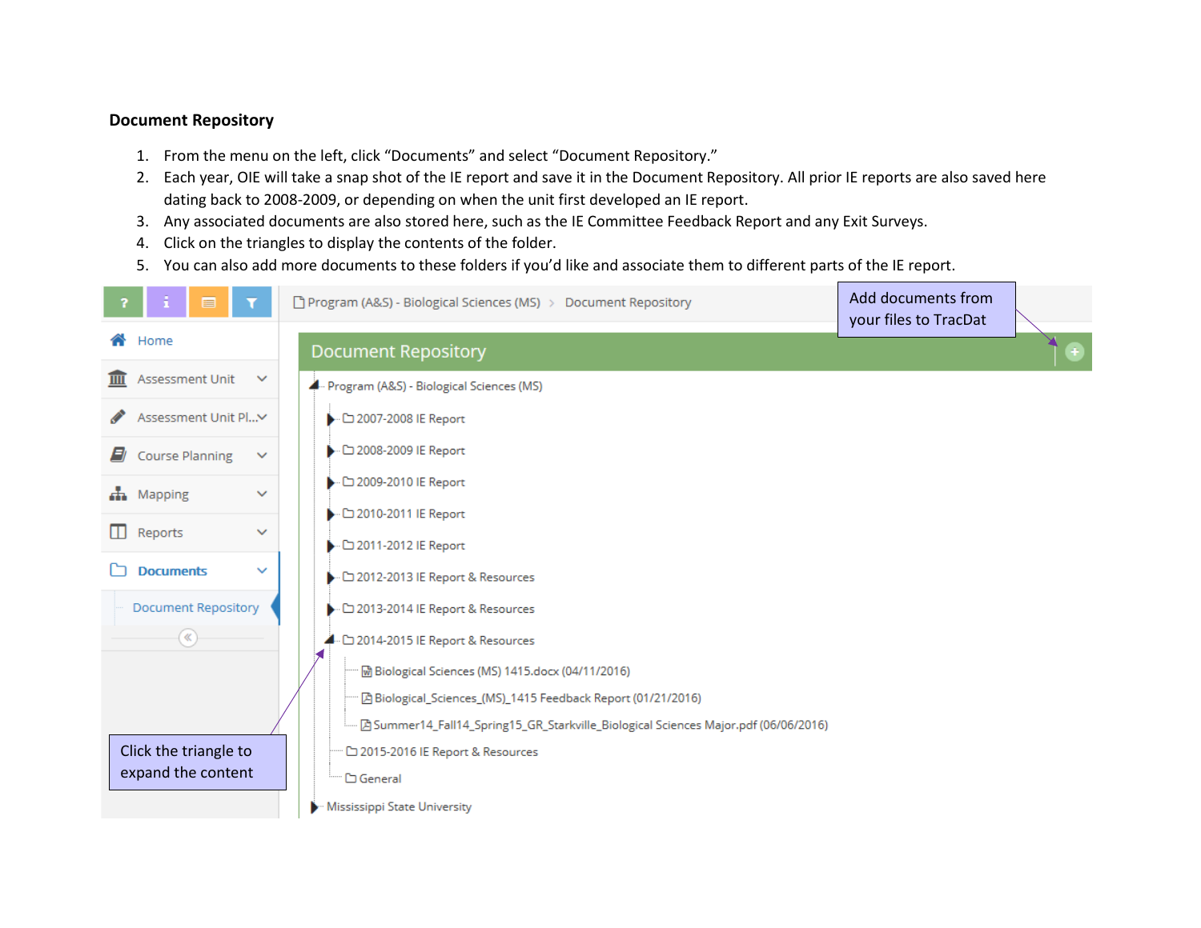**Document Repository**

1. From the menu on the left, click "Documents" and select "Document Repository."
2. Each year, OIE will take a snap shot of the IE report and save it in the Document Repository. All prior IE reports are also saved here dating back to 2008-2009, or depending on when the unit first developed an IE report.
3. Any associated documents are also stored here, such as the IE Committee Feedback Report and any Exit Surveys.
4. Click on the triangles to display the contents of the folder.
5. You can also add more documents to these folders if you'd like and associate them to different parts of the IE report.

Add documents from your files to TracDat

Click the triangle to expand the content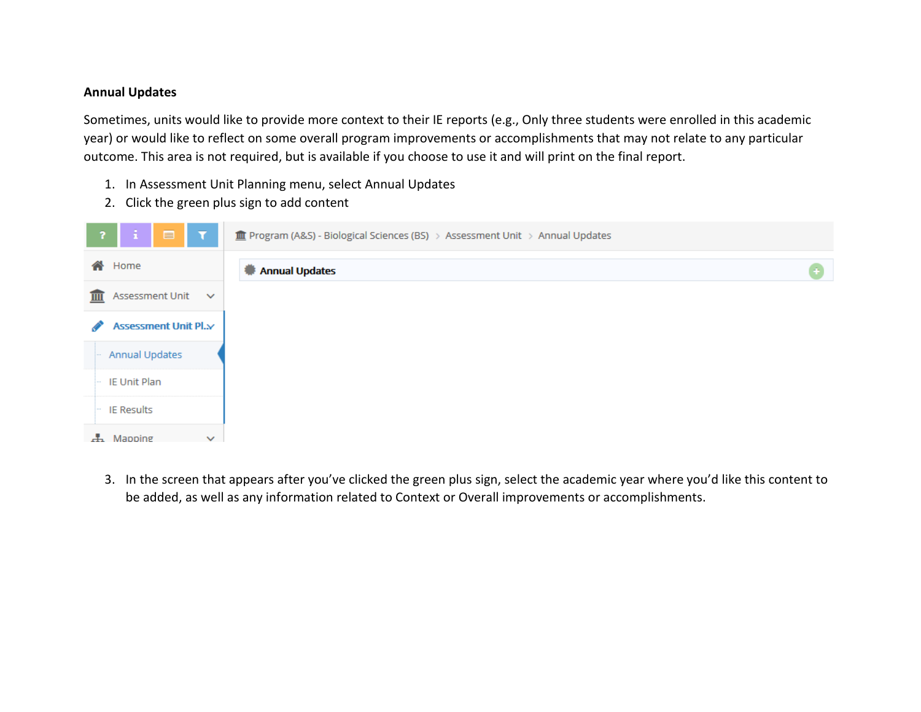**Annual Updates**

Sometimes, units would like to provide more context to their IE reports (e.g., Only three students were enrolled in this academic year) or would like to reflect on some overall program improvements or accomplishments that may not relate to any particular outcome. This area is not required, but is available if you choose to use it and will print on the final report.

1. In Assessment Unit Planning menu, select Annual Updates
2. Click the green plus sign to add content

3. In the screen that appears after you've clicked the green plus sign, select the academic year where you'd like this content to be added, as well as any information related to Context or Overall improvements or accomplishments.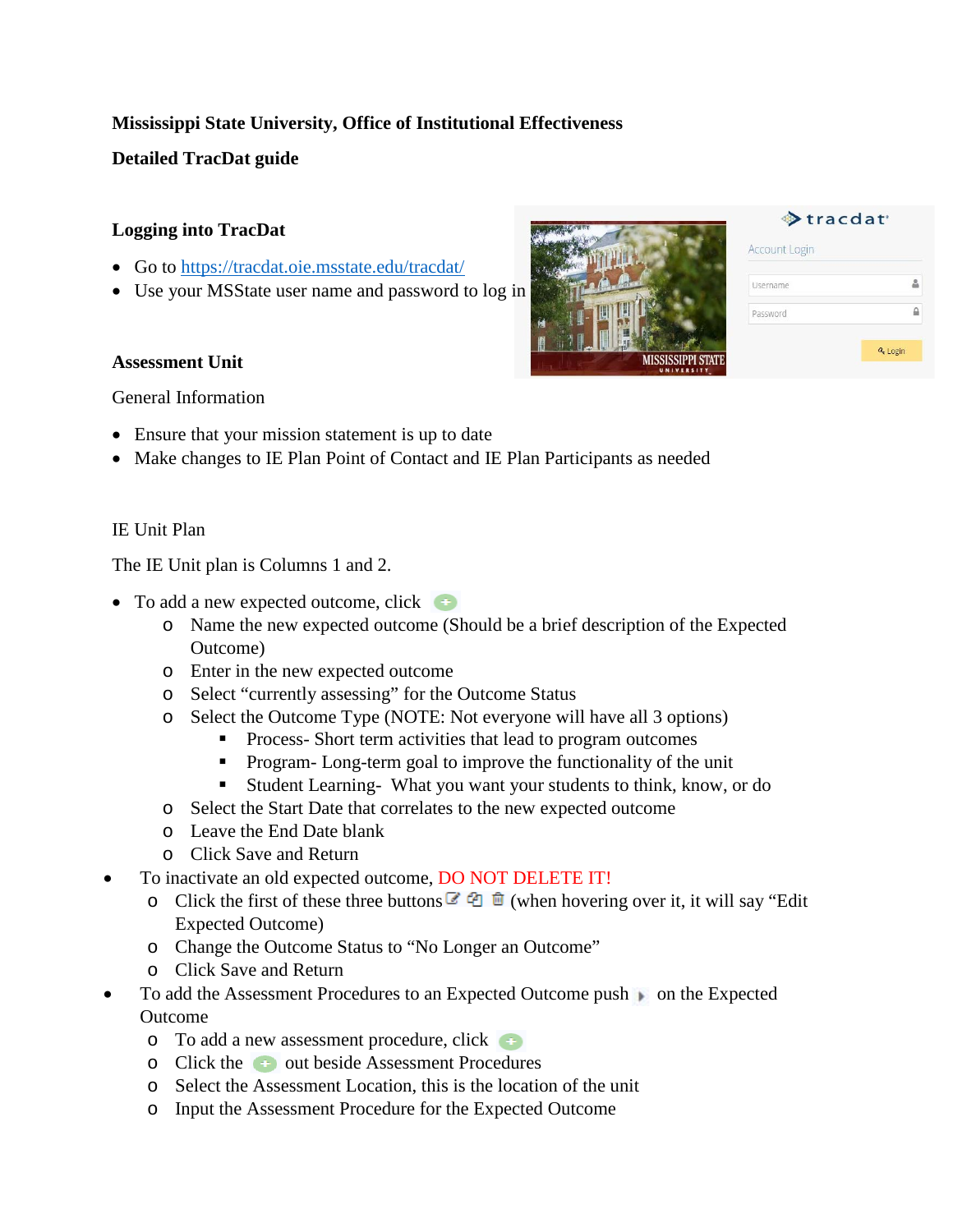**Mississippi State University, Office of Institutional Effectiveness**

**Detailed TracDat guide**

### Logging into TracDat

- Go to [https://tracdat.oie.msstate.edu/tracdat/](https://tracdat.oie.msstate.edu/tracdat/)
- Use your MSState user name and password to log in

### Assessment Unit

General Information

- Ensure that your mission statement is up to date
- Make changes to IE Plan Point of Contact and IE Plan Participants as needed

IE Unit Plan

The IE Unit plan is Columns 1 and 2.

- To add a new expected outcome, click
  - Name the new expected outcome (Should be a brief description of the Expected Outcome)
  - Enter in the new expected outcome
  - Select "currently assessing" for the Outcome Status
  - Select the Outcome Type (NOTE: Not everyone will have all 3 options)
    - Process- Short term activities that lead to program outcomes
    - Program- Long-term goal to improve the functionality of the unit
    - Student Learning- What you want your students to think, know, or do
  - Select the Start Date that correlates to the new expected outcome
  - Leave the End Date blank
  - Click Save and Return
- To inactivate an old expected outcome, DO NOT DELETE IT!
  - Click the first of these three buttons (when hovering over it, it will say "Edit Expected Outcome)
  - Change the Outcome Status to "No Longer an Outcome"
  - Click Save and Return
- To add the Assessment Procedures to an Expected Outcome push on the Expected Outcome
  - To add a new assessment procedure, click
  - Click the out beside Assessment Procedures
  - Select the Assessment Location, this is the location of the unit
  - Input the Assessment Procedure for the Expected Outcome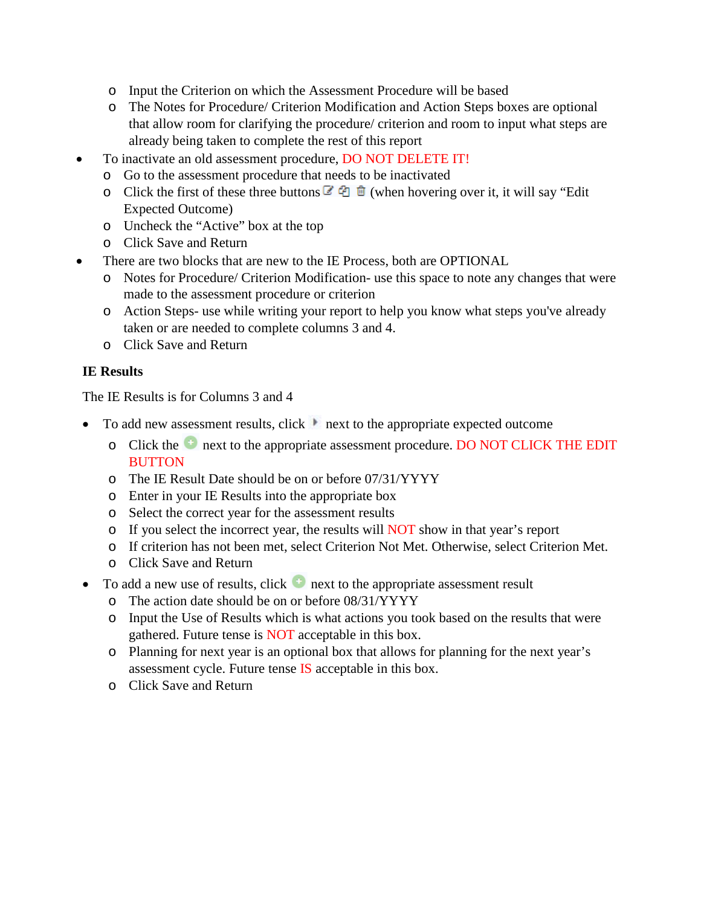- Input the Criterion on which the Assessment Procedure will be based
    - The Notes for Procedure/ Criterion Modification and Action Steps boxes are optional that allow room for clarifying the procedure/ criterion and room to input what steps are already being taken to complete the rest of this report
- To inactivate an old assessment procedure, DO NOT DELETE IT!
    - Go to the assessment procedure that needs to be inactivated
    - Click the first of these three buttons (when hovering over it, it will say "Edit Expected Outcome)
    - Uncheck the "Active" box at the top
    - Click Save and Return
- There are two blocks that are new to the IE Process, both are OPTIONAL
    - Notes for Procedure/ Criterion Modification- use this space to note any changes that were made to the assessment procedure or criterion
    - Action Steps- use while writing your report to help you know what steps you've already taken or are needed to complete columns 3 and 4.
    - Click Save and Return

**IE Results**

The IE Results is for Columns 3 and 4

- To add new assessment results, click next to the appropriate expected outcome
    - Click the next to the appropriate assessment procedure. DO NOT CLICK THE EDIT BUTTON
    - The IE Result Date should be on or before 07/31/YYYY
    - Enter in your IE Results into the appropriate box
    - Select the correct year for the assessment results
    - If you select the incorrect year, the results will NOT show in that year's report
    - If criterion has not been met, select Criterion Not Met. Otherwise, select Criterion Met.
    - Click Save and Return
- To add a new use of results, click next to the appropriate assessment result
    - The action date should be on or before 08/31/YYYY
    - Input the Use of Results which is what actions you took based on the results that were gathered. Future tense is NOT acceptable in this box.
    - Planning for next year is an optional box that allows for planning for the next year's assessment cycle. Future tense IS acceptable in this box.
    - Click Save and Return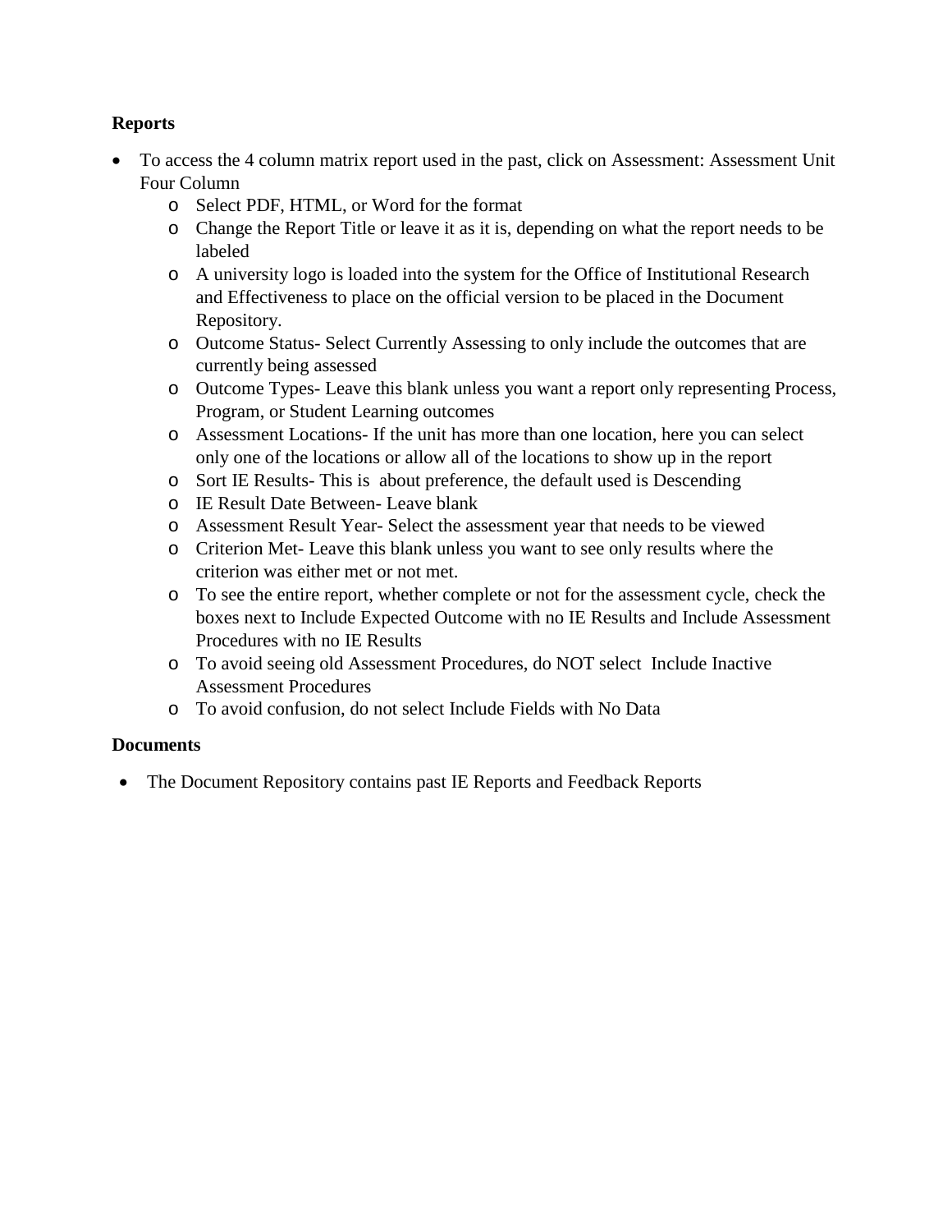**Reports**

- To access the 4 column matrix report used in the past, click on Assessment: Assessment Unit Four Column
  - Select PDF, HTML, or Word for the format
  - Change the Report Title or leave it as it is, depending on what the report needs to be labeled
  - A university logo is loaded into the system for the Office of Institutional Research and Effectiveness to place on the official version to be placed in the Document Repository.
  - Outcome Status- Select Currently Assessing to only include the outcomes that are currently being assessed
  - Outcome Types- Leave this blank unless you want a report only representing Process, Program, or Student Learning outcomes
  - Assessment Locations- If the unit has more than one location, here you can select only one of the locations or allow all of the locations to show up in the report
  - Sort IE Results- This is about preference, the default used is Descending
  - IE Result Date Between- Leave blank
  - Assessment Result Year- Select the assessment year that needs to be viewed
  - Criterion Met- Leave this blank unless you want to see only results where the criterion was either met or not met.
  - To see the entire report, whether complete or not for the assessment cycle, check the boxes next to Include Expected Outcome with no IE Results and Include Assessment Procedures with no IE Results
  - To avoid seeing old Assessment Procedures, do NOT select Include Inactive Assessment Procedures
  - To avoid confusion, do not select Include Fields with No Data

**Documents**

- The Document Repository contains past IE Reports and Feedback Reports